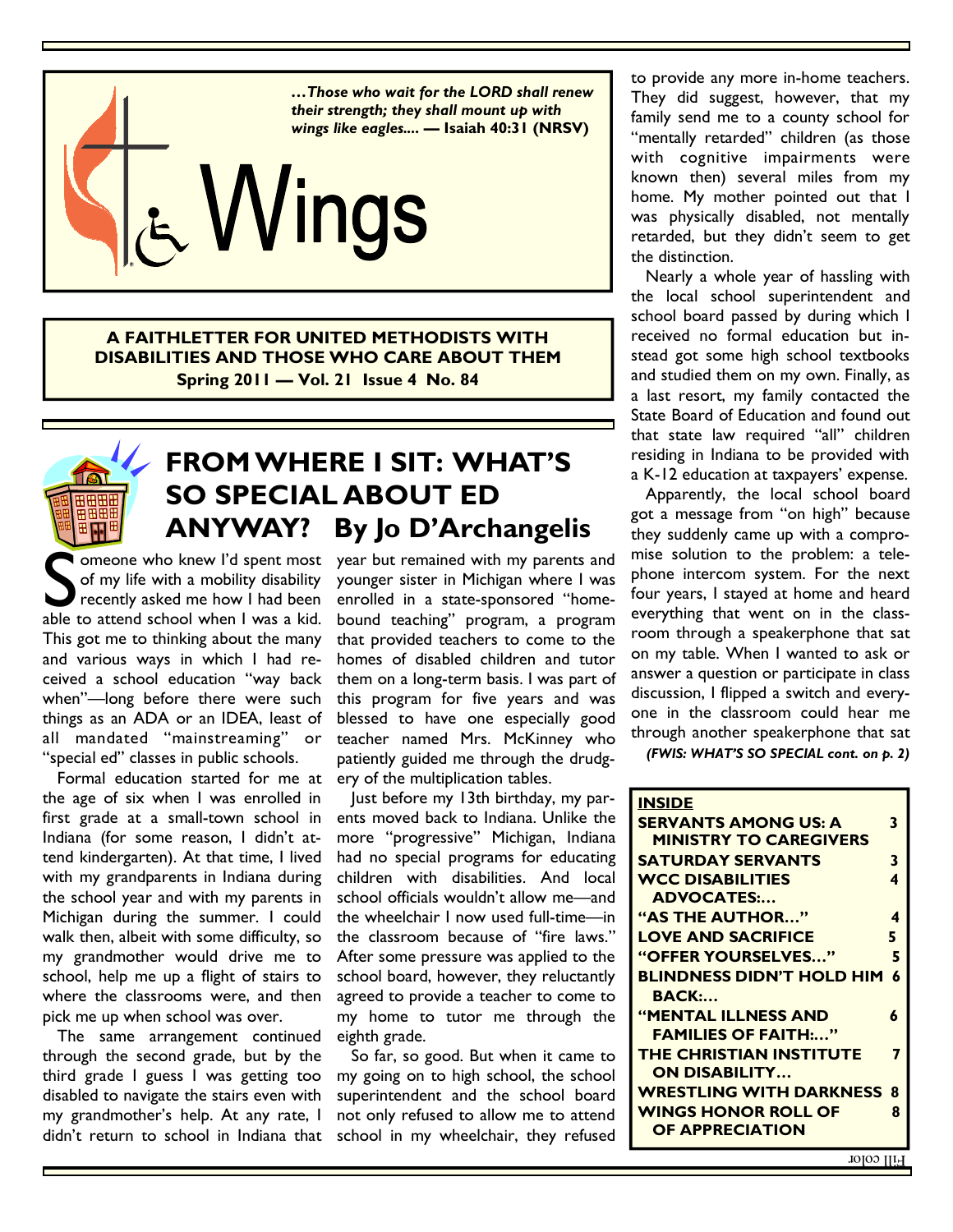*…Those who wait for the LORD shall renew their strength; they shall mount up with wings like eagles.... —* **Isaiah 40:31 (NRSV)**

# Wings

**A FAITHLETTER FOR UNITED METHODISTS WITH DISABILITIES AND THOSE WHO CARE ABOUT THEM**
**Spring 2011 — Vol. 21 Issue 4 No. 84**

## FROM WHERE I SIT: WHAT'S SO SPECIAL ABOUT ED ANYWAY? By Jo D'Archangelis

Someone who knew I'd spent most of my life with a mobility disability recently asked me how I had been able to attend school when I was a kid. This got me to thinking about the many and various ways in which I had received a school education "way back when"—long before there were such things as an ADA or an IDEA, least of all mandated "mainstreaming" or "special ed" classes in public schools.

Formal education started for me at the age of six when I was enrolled in first grade at a small-town school in Indiana (for some reason, I didn't attend kindergarten). At that time, I lived with my grandparents in Indiana during the school year and with my parents in Michigan during the summer. I could walk then, albeit with some difficulty, so my grandmother would drive me to school, help me up a flight of stairs to where the classrooms were, and then pick me up when school was over.

The same arrangement continued through the second grade, but by the third grade I guess I was getting too disabled to navigate the stairs even with my grandmother's help. At any rate, I didn't return to school in Indiana that year but remained with my parents and younger sister in Michigan where I was enrolled in a state-sponsored "homebound teaching" program, a program that provided teachers to come to the homes of disabled children and tutor them on a long-term basis. I was part of this program for five years and was blessed to have one especially good teacher named Mrs. McKinney who patiently guided me through the drudgery of the multiplication tables.

Just before my 13th birthday, my parents moved back to Indiana. Unlike the more "progressive" Michigan, Indiana had no special programs for educating children with disabilities. And local school officials wouldn't allow me—and the wheelchair I now used full-time—in the classroom because of "fire laws." After some pressure was applied to the school board, however, they reluctantly agreed to provide a teacher to come to my home to tutor me through the eighth grade.

So far, so good. But when it came to my going on to high school, the school superintendent and the school board not only refused to allow me to attend school in my wheelchair, they refused to provide any more in-home teachers. They did suggest, however, that my family send me to a county school for "mentally retarded" children (as those with cognitive impairments were known then) several miles from my home. My mother pointed out that I was physically disabled, not mentally retarded, but they didn't seem to get the distinction.

Nearly a whole year of hassling with the local school superintendent and school board passed by during which I received no formal education but instead got some high school textbooks and studied them on my own. Finally, as a last resort, my family contacted the State Board of Education and found out that state law required "all" children residing in Indiana to be provided with a K-12 education at taxpayers' expense.

Apparently, the local school board got a message from "on high" because they suddenly came up with a compromise solution to the problem: a telephone intercom system. For the next four years, I stayed at home and heard everything that went on in the classroom through a speakerphone that sat on my table. When I wanted to ask or answer a question or participate in class discussion, I flipped a switch and everyone in the classroom could hear me through another speakerphone that sat

***(FWIS: WHAT'S SO SPECIAL cont. on p. 2)***

| INSIDE | |
|---|---|
| SERVANTS AMONG US: A MINISTRY TO CAREGIVERS | 3 |
| SATURDAY SERVANTS | 3 |
| WCC DISABILITIES ADVOCATES:… | 4 |
| "AS THE AUTHOR…" | 4 |
| LOVE AND SACRIFICE | 5 |
| "OFFER YOURSELVES…" | 5 |
| BLINDNESS DIDN'T HOLD HIM BACK:… | 6 |
| "MENTAL ILLNESS AND FAMILIES OF FAITH:…" | 6 |
| THE CHRISTIAN INSTITUTE ON DISABILITY… | 7 |
| WRESTLING WITH DARKNESS | 8 |
| WINGS HONOR ROLL OF OF APPRECIATION | 8 |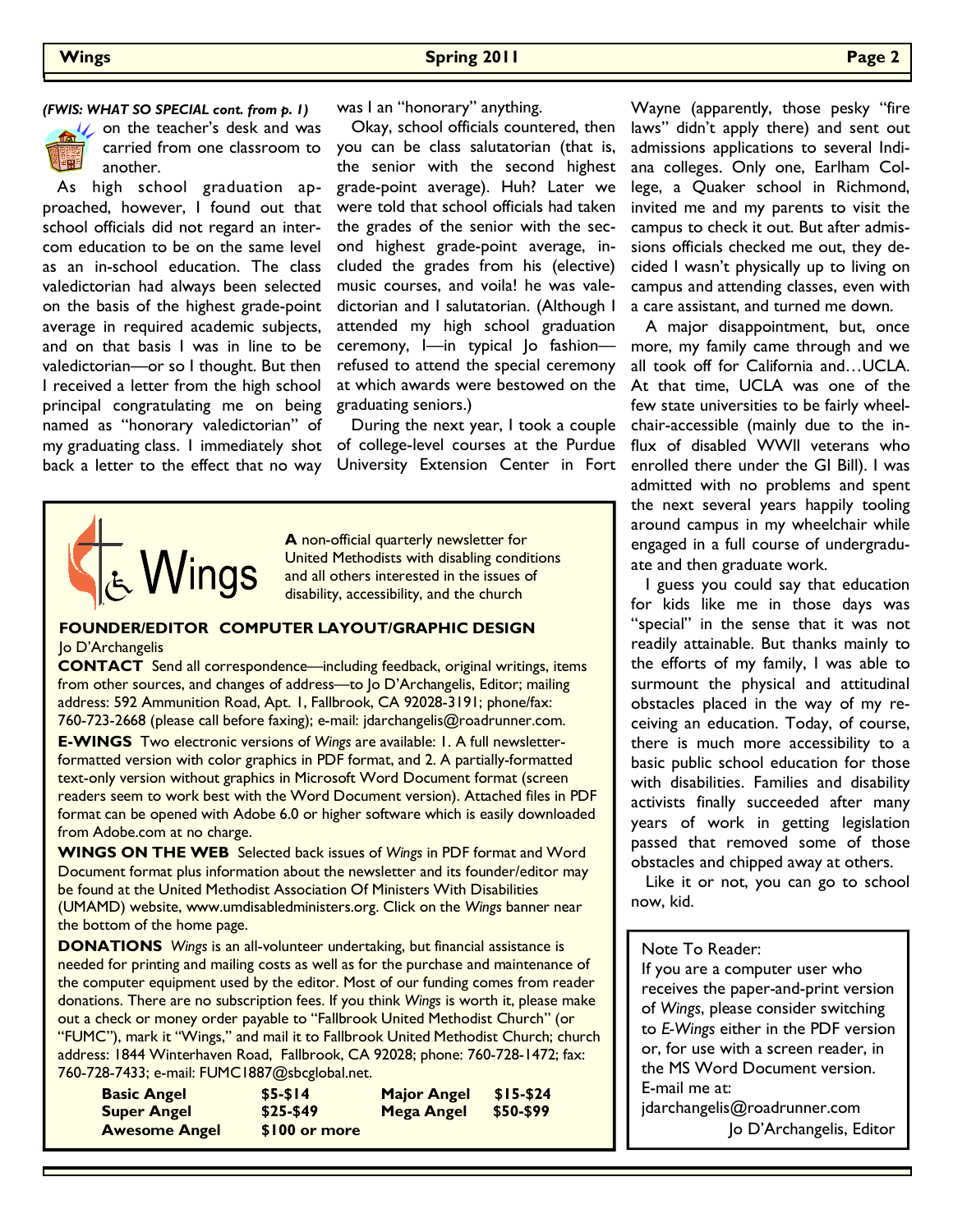*(FWIS: WHAT SO SPECIAL cont. from p. 1)*

on the teacher's desk and was carried from one classroom to another.

As high school graduation approached, however, I found out that school officials did not regard an intercom education to be on the same level as an in-school education. The class valedictorian had always been selected on the basis of the highest grade-point average in required academic subjects, and on that basis I was in line to be valedictorian—or so I thought. But then I received a letter from the high school principal congratulating me on being named as "honorary valedictorian" of my graduating class. I immediately shot back a letter to the effect that no way was I an "honorary" anything.

Okay, school officials countered, then you can be class salutatorian (that is, the senior with the second highest grade-point average). Huh? Later we were told that school officials had taken the grades of the senior with the second highest grade-point average, included the grades from his (elective) music courses, and voila! he was valedictorian and I salutatorian. (Although I attended my high school graduation ceremony, I—in typical Jo fashion—refused to attend the special ceremony at which awards were bestowed on the graduating seniors.)

During the next year, I took a couple of college-level courses at the Purdue University Extension Center in Fort Wayne (apparently, those pesky "fire laws" didn't apply there) and sent out admissions applications to several Indiana colleges. Only one, Earlham College, a Quaker school in Richmond, invited me and my parents to visit the campus to check it out. But after admissions officials checked me out, they decided I wasn't physically up to living on campus and attending classes, even with a care assistant, and turned me down.

A major disappointment, but, once more, my family came through and we all took off for California and…UCLA. At that time, UCLA was one of the few state universities to be fairly wheelchair-accessible (mainly due to the influx of disabled WWII veterans who enrolled there under the GI Bill). I was admitted with no problems and spent the next several years happily tooling around campus in my wheelchair while engaged in a full course of undergraduate and then graduate work.

I guess you could say that education for kids like me in those days was "special" in the sense that it was not readily attainable. But thanks mainly to the efforts of my family, I was able to surmount the physical and attitudinal obstacles placed in the way of my receiving an education. Today, of course, there is much more accessibility to a basic public school education for those with disabilities. Families and disability activists finally succeeded after many years of work in getting legislation passed that removed some of those obstacles and chipped away at others.

Like it or not, you can go to school now, kid.

---

# Wings

**A** non-official quarterly newsletter for United Methodists with disabling conditions and all others interested in the issues of disability, accessibility, and the church

**FOUNDER/EDITOR COMPUTER LAYOUT/GRAPHIC DESIGN**
Jo D'Archangelis

**CONTACT** Send all correspondence—including feedback, original writings, items from other sources, and changes of address—to Jo D'Archangelis, Editor; mailing address: 592 Ammunition Road, Apt. 1, Fallbrook, CA 92028-3191; phone/fax: 760-723-2668 (please call before faxing); e-mail: jdarchangelis@roadrunner.com.

**E-WINGS** Two electronic versions of *Wings* are available: 1. A full newsletter-formatted version with color graphics in PDF format, and 2. A partially-formatted text-only version without graphics in Microsoft Word Document format (screen readers seem to work best with the Word Document version). Attached files in PDF format can be opened with Adobe 6.0 or higher software which is easily downloaded from Adobe.com at no charge.

**WINGS ON THE WEB** Selected back issues of *Wings* in PDF format and Word Document format plus information about the newsletter and its founder/editor may be found at the United Methodist Association Of Ministers With Disabilities (UMAMD) website, www.umdisabledministers.org. Click on the *Wings* banner near the bottom of the home page.

**DONATIONS** *Wings* is an all-volunteer undertaking, but financial assistance is needed for printing and mailing costs as well as for the purchase and maintenance of the computer equipment used by the editor. Most of our funding comes from reader donations. There are no subscription fees. If you think *Wings* is worth it, please make out a check or money order payable to "Fallbrook United Methodist Church" (or "FUMC"), mark it "Wings," and mail it to Fallbrook United Methodist Church; church address: 1844 Winterhaven Road, Fallbrook, CA 92028; phone: 760-728-1472; fax: 760-728-7433; e-mail: FUMC1887@sbcglobal.net.

| | | | |
|---|---|---|---|
| **Basic Angel** | **$5-$14** | **Major Angel** | **$15-$24** |
| **Super Angel** | **$25-$49** | **Mega Angel** | **$50-$99** |
| **Awesome Angel** | **$100 or more** | | |

---

Note To Reader:
If you are a computer user who receives the paper-and-print version of *Wings*, please consider switching to *E-Wings* either in the PDF version or, for use with a screen reader, in the MS Word Document version.
E-mail me at:
jdarchangelis@roadrunner.com
Jo D'Archangelis, Editor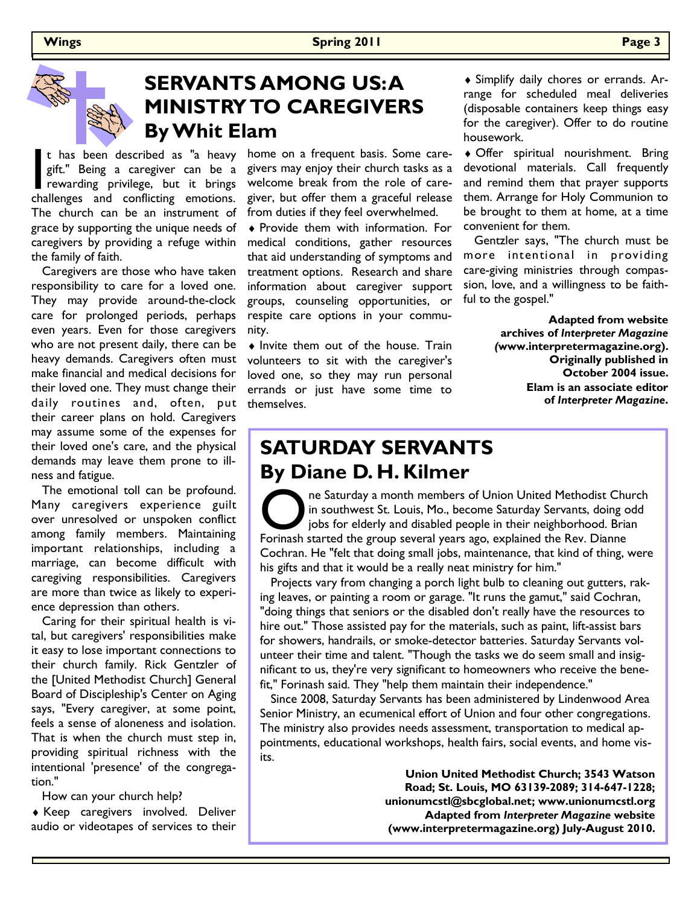# SERVANTS AMONG US: A MINISTRY TO CAREGIVERS

## By Whit Elam

It has been described as "a heavy gift." Being a caregiver can be a rewarding privilege, but it brings challenges and conflicting emotions. The church can be an instrument of grace by supporting the unique needs of caregivers by providing a refuge within the family of faith.

Caregivers are those who have taken responsibility to care for a loved one. They may provide around-the-clock care for prolonged periods, perhaps even years. Even for those caregivers who are not present daily, there can be heavy demands. Caregivers often must make financial and medical decisions for their loved one. They must change their daily routines and, often, put their career plans on hold. Caregivers may assume some of the expenses for their loved one's care, and the physical demands may leave them prone to illness and fatigue.

The emotional toll can be profound. Many caregivers experience guilt over unresolved or unspoken conflict among family members. Maintaining important relationships, including a marriage, can become difficult with caregiving responsibilities. Caregivers are more than twice as likely to experience depression than others.

Caring for their spiritual health is vital, but caregivers' responsibilities make it easy to lose important connections to their church family. Rick Gentzler of the [United Methodist Church] General Board of Discipleship's Center on Aging says, "Every caregiver, at some point, feels a sense of aloneness and isolation. That is when the church must step in, providing spiritual richness with the intentional 'presence' of the congregation."

How can your church help?

- Keep caregivers involved. Deliver audio or videotapes of services to their home on a frequent basis. Some caregivers may enjoy their church tasks as a welcome break from the role of caregiver, but offer them a graceful release from duties if they feel overwhelmed.
- Provide them with information. For medical conditions, gather resources that aid understanding of symptoms and treatment options. Research and share information about caregiver support groups, counseling opportunities, or respite care options in your community.
- Invite them out of the house. Train volunteers to sit with the caregiver's loved one, so they may run personal errands or just have some time to themselves.
- Simplify daily chores or errands. Arrange for scheduled meal deliveries (disposable containers keep things easy for the caregiver). Offer to do routine housework.
- Offer spiritual nourishment. Bring devotional materials. Call frequently and remind them that prayer supports them. Arrange for Holy Communion to be brought to them at home, at a time convenient for them.

Gentzler says, "The church must be more intentional in providing care-giving ministries through compassion, love, and a willingness to be faithful to the gospel."

**Adapted from website archives of *Interpreter Magazine* (www.interpretermagazine.org). Originally published in October 2004 issue. Elam is an associate editor of *Interpreter Magazine*.**

# SATURDAY SERVANTS

## By Diane D. H. Kilmer

One Saturday a month members of Union United Methodist Church in southwest St. Louis, Mo., become Saturday Servants, doing odd jobs for elderly and disabled people in their neighborhood. Brian Forinash started the group several years ago, explained the Rev. Dianne Cochran. He "felt that doing small jobs, maintenance, that kind of thing, were his gifts and that it would be a really neat ministry for him."

Projects vary from changing a porch light bulb to cleaning out gutters, raking leaves, or painting a room or garage. "It runs the gamut," said Cochran, "doing things that seniors or the disabled don't really have the resources to hire out." Those assisted pay for the materials, such as paint, lift-assist bars for showers, handrails, or smoke-detector batteries. Saturday Servants volunteer their time and talent. "Though the tasks we do seem small and insignificant to us, they're very significant to homeowners who receive the benefit," Forinash said. They "help them maintain their independence."

Since 2008, Saturday Servants has been administered by Lindenwood Area Senior Ministry, an ecumenical effort of Union and four other congregations. The ministry also provides needs assessment, transportation to medical appointments, educational workshops, health fairs, social events, and home visits.

**Union United Methodist Church; 3543 Watson Road; St. Louis, MO 63139-2089; 314-647-1228; unionumcstl@sbcglobal.net; www.unionumcstl.org Adapted from *Interpreter Magazine* website (www.interpretermagazine.org) July-August 2010.**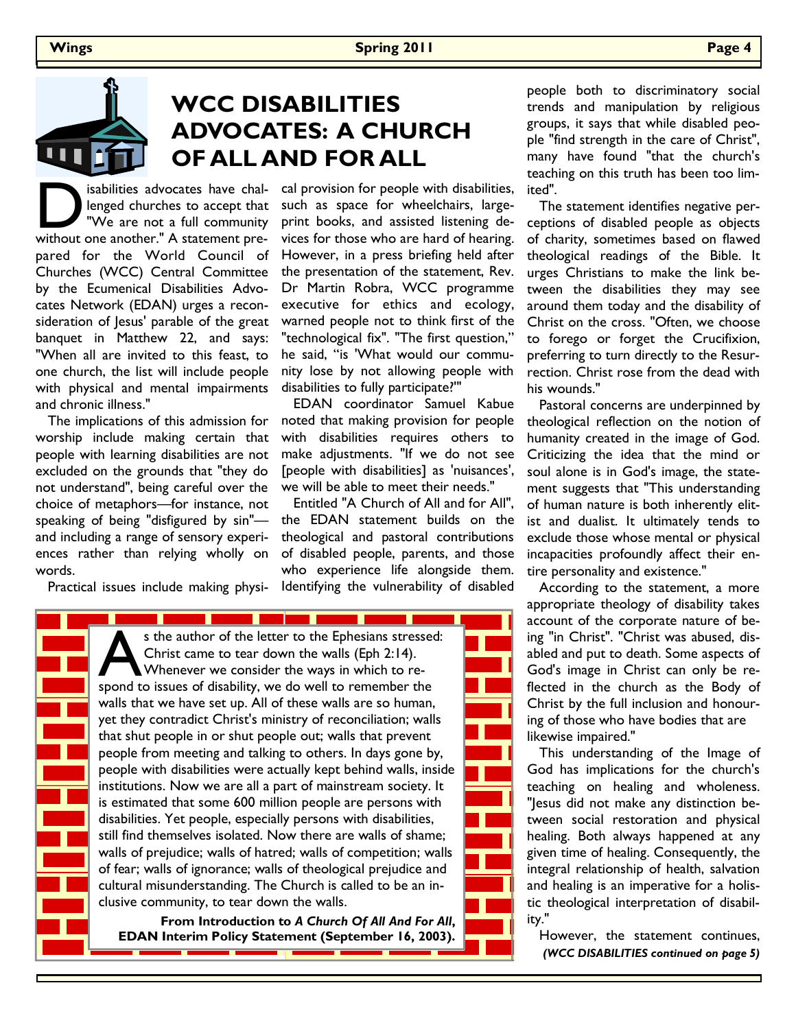# WCC DISABILITIES ADVOCATES: A CHURCH OF ALL AND FOR ALL

Disabilities advocates have challenged churches to accept that "We are not a full community without one another." A statement prepared for the World Council of Churches (WCC) Central Committee by the Ecumenical Disabilities Advocates Network (EDAN) urges a reconsideration of Jesus' parable of the great banquet in Matthew 22, and says: "When all are invited to this feast, to one church, the list will include people with physical and mental impairments and chronic illness."

The implications of this admission for worship include making certain that people with learning disabilities are not excluded on the grounds that "they do not understand", being careful over the choice of metaphors—for instance, not speaking of being "disfigured by sin"—and including a range of sensory experiences rather than relying wholly on words.

Practical issues include making physical provision for people with disabilities, such as space for wheelchairs, large-print books, and assisted listening devices for those who are hard of hearing. However, in a press briefing held after the presentation of the statement, Rev. Dr Martin Robra, WCC programme executive for ethics and ecology, warned people not to think first of the "technological fix". "The first question," he said, "is 'What would our community lose by not allowing people with disabilities to fully participate?'"

EDAN coordinator Samuel Kabue noted that making provision for people with disabilities requires others to make adjustments. "If we do not see [people with disabilities] as 'nuisances', we will be able to meet their needs."

Entitled "A Church of All and for All", the EDAN statement builds on the theological and pastoral contributions of disabled people, parents, and those who experience life alongside them. Identifying the vulnerability of disabled people both to discriminatory social trends and manipulation by religious groups, it says that while disabled people "find strength in the care of Christ", many have found "that the church's teaching on this truth has been too limited".

The statement identifies negative perceptions of disabled people as objects of charity, sometimes based on flawed theological readings of the Bible. It urges Christians to make the link between the disabilities they may see around them today and the disability of Christ on the cross. "Often, we choose to forego or forget the Crucifixion, preferring to turn directly to the Resurrection. Christ rose from the dead with his wounds."

Pastoral concerns are underpinned by theological reflection on the notion of humanity created in the image of God. Criticizing the idea that the mind or soul alone is in God's image, the statement suggests that "This understanding of human nature is both inherently elitist and dualist. It ultimately tends to exclude those whose mental or physical incapacities profoundly affect their entire personality and existence."

According to the statement, a more appropriate theology of disability takes account of the corporate nature of being "in Christ". "Christ was abused, disabled and put to death. Some aspects of God's image in Christ can only be reflected in the church as the Body of Christ by the full inclusion and honouring of those who have bodies that are likewise impaired."

This understanding of the Image of God has implications for the church's teaching on healing and wholeness. "Jesus did not make any distinction between social restoration and physical healing. Both always happened at any given time of healing. Consequently, the integral relationship of health, salvation and healing is an imperative for a holistic theological interpretation of disability."

However, the statement continues,

***(WCC DISABILITIES continued on page 5)***

---

As the author of the letter to the Ephesians stressed: Christ came to tear down the walls (Eph 2:14). Whenever we consider the ways in which to respond to issues of disability, we do well to remember the walls that we have set up. All of these walls are so human, yet they contradict Christ's ministry of reconciliation; walls that shut people in or shut people out; walls that prevent people from meeting and talking to others. In days gone by, people with disabilities were actually kept behind walls, inside institutions. Now we are all a part of mainstream society. It is estimated that some 600 million people are persons with disabilities. Yet people, especially persons with disabilities, still find themselves isolated. Now there are walls of shame; walls of prejudice; walls of hatred; walls of competition; walls of fear; walls of ignorance; walls of theological prejudice and cultural misunderstanding. The Church is called to be an inclusive community, to tear down the walls.

**From Introduction to *A Church Of All And For All*, EDAN Interim Policy Statement (September 16, 2003).**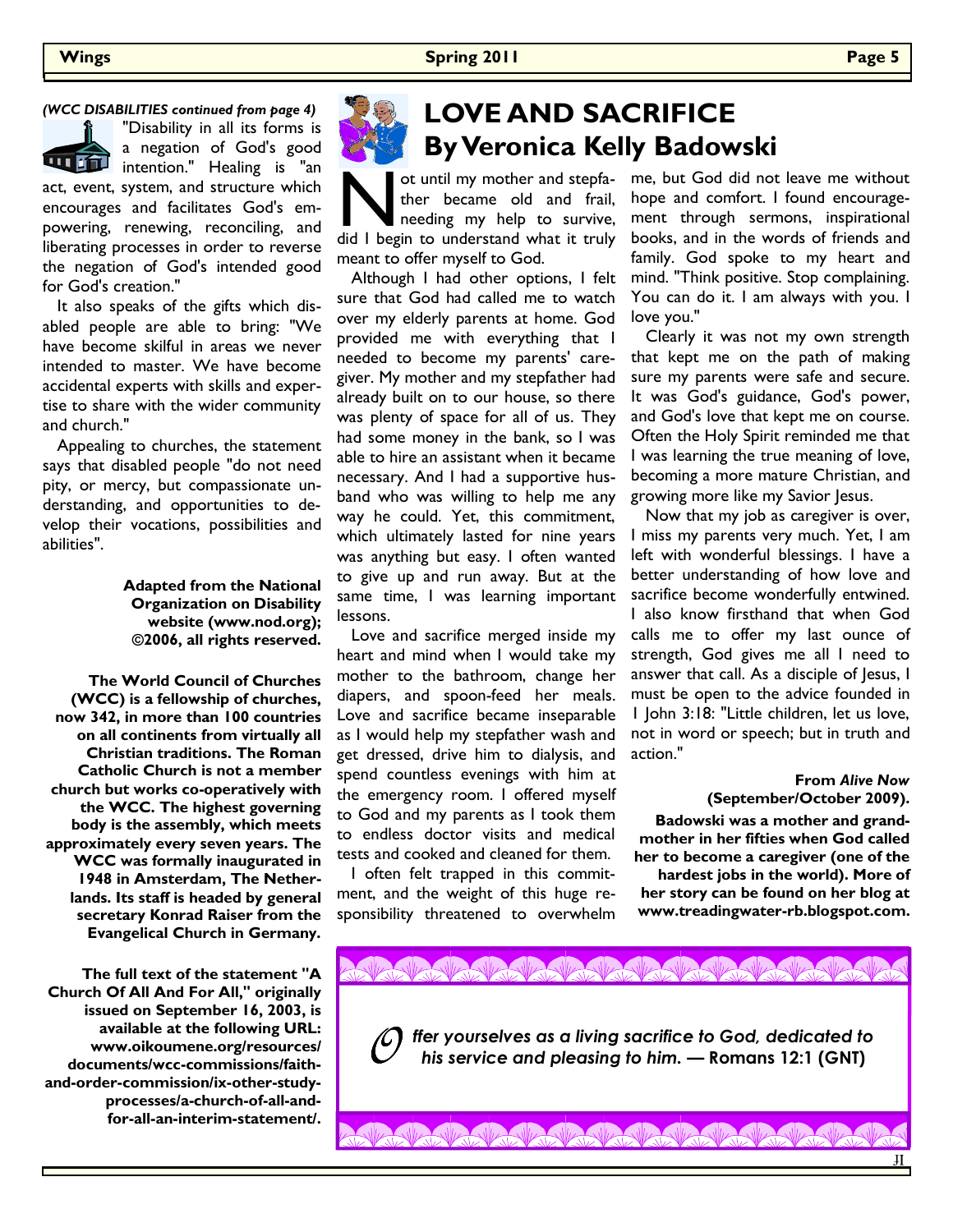*(WCC DISABILITIES continued from page 4)*

"Disability in all its forms is a negation of God's good intention." Healing is "an act, event, system, and structure which encourages and facilitates God's empowering, renewing, reconciling, and liberating processes in order to reverse the negation of God's intended good for God's creation."

It also speaks of the gifts which disabled people are able to bring: "We have become skilful in areas we never intended to master. We have become accidental experts with skills and expertise to share with the wider community and church."

Appealing to churches, the statement says that disabled people "do not need pity, or mercy, but compassionate understanding, and opportunities to develop their vocations, possibilities and abilities".

**Adapted from the National Organization on Disability website (www.nod.org); ©2006, all rights reserved.**

**The World Council of Churches (WCC) is a fellowship of churches, now 342, in more than 100 countries on all continents from virtually all Christian traditions. The Roman Catholic Church is not a member church but works co-operatively with the WCC. The highest governing body is the assembly, which meets approximately every seven years. The WCC was formally inaugurated in 1948 in Amsterdam, The Netherlands. Its staff is headed by general secretary Konrad Raiser from the Evangelical Church in Germany.**

**The full text of the statement "A Church Of All And For All," originally issued on September 16, 2003, is available at the following URL: www.oikoumene.org/resources/documents/wcc-commissions/faith-and-order-commission/ix-other-study-processes/a-church-of-all-and-for-all-an-interim-statement/.**

# LOVE AND SACRIFICE
## By Veronica Kelly Badowski

Not until my mother and stepfather became old and frail, needing my help to survive, did I begin to understand what it truly meant to offer myself to God.

Although I had other options, I felt sure that God had called me to watch over my elderly parents at home. God provided me with everything that I needed to become my parents' caregiver. My mother and my stepfather had already built on to our house, so there was plenty of space for all of us. They had some money in the bank, so I was able to hire an assistant when it became necessary. And I had a supportive husband who was willing to help me any way he could. Yet, this commitment, which ultimately lasted for nine years was anything but easy. I often wanted to give up and run away. But at the same time, I was learning important lessons.

Love and sacrifice merged inside my heart and mind when I would take my mother to the bathroom, change her diapers, and spoon-feed her meals. Love and sacrifice became inseparable as I would help my stepfather wash and get dressed, drive him to dialysis, and spend countless evenings with him at the emergency room. I offered myself to God and my parents as I took them to endless doctor visits and medical tests and cooked and cleaned for them.

I often felt trapped in this commitment, and the weight of this huge responsibility threatened to overwhelm me, but God did not leave me without hope and comfort. I found encouragement through sermons, inspirational books, and in the words of friends and family. God spoke to my heart and mind. "Think positive. Stop complaining. You can do it. I am always with you. I love you."

Clearly it was not my own strength that kept me on the path of making sure my parents were safe and secure. It was God's guidance, God's power, and God's love that kept me on course. Often the Holy Spirit reminded me that I was learning the true meaning of love, becoming a more mature Christian, and growing more like my Savior Jesus.

Now that my job as caregiver is over, I miss my parents very much. Yet, I am left with wonderful blessings. I have a better understanding of how love and sacrifice become wonderfully entwined. I also know firsthand that when God calls me to offer my last ounce of strength, God gives me all I need to answer that call. As a disciple of Jesus, I must be open to the advice founded in I John 3:18: "Little children, let us love, not in word or speech; but in truth and action."

**From *Alive Now* (September/October 2009).**

**Badowski was a mother and grandmother in her fifties when God called her to become a caregiver (one of the hardest jobs in the world). More of her story can be found on her blog at www.treadingwater-rb.blogspot.com.**

***Offer yourselves as a living sacrifice to God, dedicated to his service and pleasing to him.* — Romans 12:1 (GNT)**

JI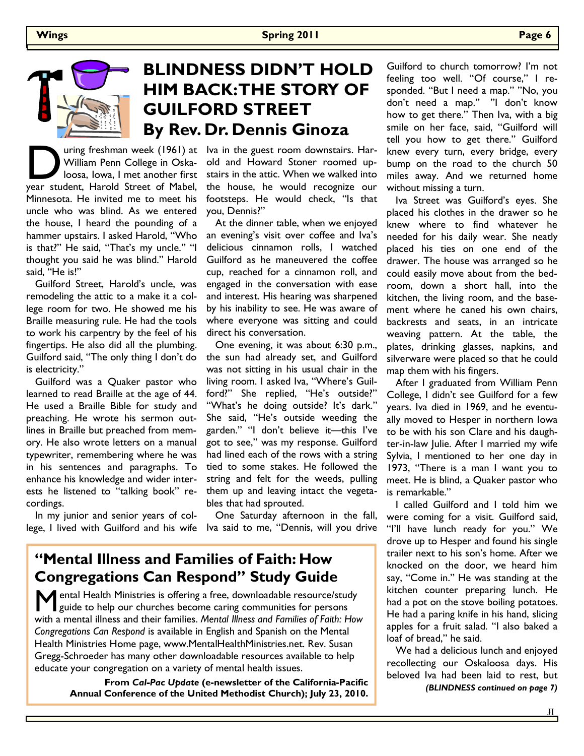# BLINDNESS DIDN'T HOLD HIM BACK: THE STORY OF GUILFORD STREET

## By Rev. Dr. Dennis Ginoza

During freshman week (1961) at William Penn College in Oskaloosa, Iowa, I met another first year student, Harold Street of Mabel, Minnesota. He invited me to meet his uncle who was blind. As we entered the house, I heard the pounding of a hammer upstairs. I asked Harold, "Who is that?" He said, "That's my uncle." "I thought you said he was blind." Harold said, "He is!"

Guilford Street, Harold's uncle, was remodeling the attic to a make it a college room for two. He showed me his Braille measuring rule. He had the tools to work his carpentry by the feel of his fingertips. He also did all the plumbing. Guilford said, "The only thing I don't do is electricity."

Guilford was a Quaker pastor who learned to read Braille at the age of 44. He used a Braille Bible for study and preaching. He wrote his sermon outlines in Braille but preached from memory. He also wrote letters on a manual typewriter, remembering where he was in his sentences and paragraphs. To enhance his knowledge and wider interests he listened to "talking book" recordings.

In my junior and senior years of college, I lived with Guilford and his wife Iva in the guest room downstairs. Harold and Howard Stoner roomed upstairs in the attic. When we walked into the house, he would recognize our footsteps. He would check, "Is that you, Dennis?"

At the dinner table, when we enjoyed an evening's visit over coffee and Iva's delicious cinnamon rolls, I watched Guilford as he maneuvered the coffee cup, reached for a cinnamon roll, and engaged in the conversation with ease and interest. His hearing was sharpened by his inability to see. He was aware of where everyone was sitting and could direct his conversation.

One evening, it was about 6:30 p.m., the sun had already set, and Guilford was not sitting in his usual chair in the living room. I asked Iva, "Where's Guilford?" She replied, "He's outside?" "What's he doing outside? It's dark." She said, "He's outside weeding the garden." "I don't believe it—this I've got to see," was my response. Guilford had lined each of the rows with a string tied to some stakes. He followed the string and felt for the weeds, pulling them up and leaving intact the vegetables that had sprouted.

One Saturday afternoon in the fall, Iva said to me, "Dennis, will you drive Guilford to church tomorrow? I'm not feeling too well. "Of course," I responded. "But I need a map." "No, you don't need a map." "I don't know how to get there." Then Iva, with a big smile on her face, said, "Guilford will tell you how to get there." Guilford knew every turn, every bridge, every bump on the road to the church 50 miles away. And we returned home without missing a turn.

Iva Street was Guilford's eyes. She placed his clothes in the drawer so he knew where to find whatever he needed for his daily wear. She neatly placed his ties on one end of the drawer. The house was arranged so he could easily move about from the bedroom, down a short hall, into the kitchen, the living room, and the basement where he caned his own chairs, backrests and seats, in an intricate weaving pattern. At the table, the plates, drinking glasses, napkins, and silverware were placed so that he could map them with his fingers.

After I graduated from William Penn College, I didn't see Guilford for a few years. Iva died in 1969, and he eventually moved to Hesper in northern Iowa to be with his son Clare and his daughter-in-law Julie. After I married my wife Sylvia, I mentioned to her one day in 1973, "There is a man I want you to meet. He is blind, a Quaker pastor who is remarkable."

I called Guilford and I told him we were coming for a visit. Guilford said, "I'll have lunch ready for you." We drove up to Hesper and found his single trailer next to his son's home. After we knocked on the door, we heard him say, "Come in." He was standing at the kitchen counter preparing lunch. He had a pot on the stove boiling potatoes. He had a paring knife in his hand, slicing apples for a fruit salad. "I also baked a loaf of bread," he said.

We had a delicious lunch and enjoyed recollecting our Oskaloosa days. His beloved Iva had been laid to rest, but

***(BLINDNESS continued on page 7)***

---

## "Mental Illness and Families of Faith: How Congregations Can Respond" Study Guide

Mental Health Ministries is offering a free, downloadable resource/study guide to help our churches become caring communities for persons with a mental illness and their families. *Mental Illness and Families of Faith: How Congregations Can Respond* is available in English and Spanish on the Mental Health Ministries Home page, www.MentalHealthMinistries.net. Rev. Susan Gregg-Schroeder has many other downloadable resources available to help educate your congregation on a variety of mental health issues.

**From *Cal-Pac Update* (e-newsletter of the California-Pacific Annual Conference of the United Methodist Church); July 23, 2010.**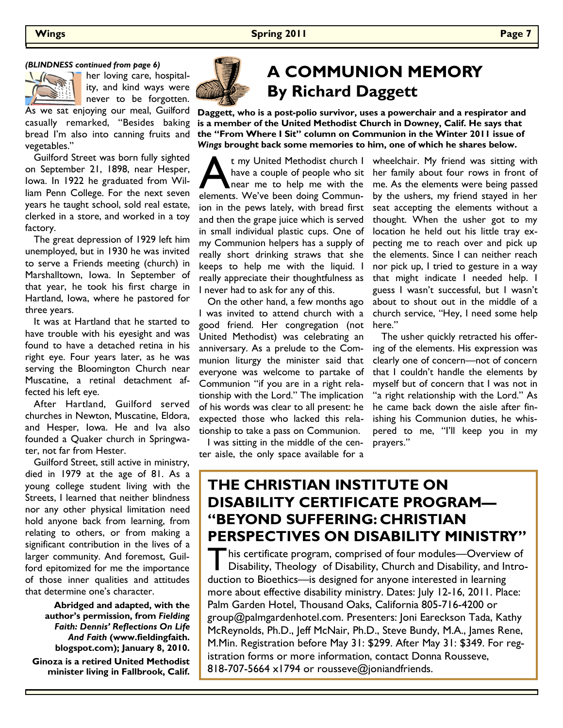*(BLINDNESS continued from page 6)*

her loving care, hospitality, and kind ways were never to be forgotten. As we sat enjoying our meal, Guilford casually remarked, "Besides baking bread I'm also into canning fruits and vegetables."

Guilford Street was born fully sighted on September 21, 1898, near Hesper, Iowa. In 1922 he graduated from William Penn College. For the next seven years he taught school, sold real estate, clerked in a store, and worked in a toy factory.

The great depression of 1929 left him unemployed, but in 1930 he was invited to serve a Friends meeting (church) in Marshalltown, Iowa. In September of that year, he took his first charge in Hartland, Iowa, where he pastored for three years.

It was at Hartland that he started to have trouble with his eyesight and was found to have a detached retina in his right eye. Four years later, as he was serving the Bloomington Church near Muscatine, a retinal detachment affected his left eye.

After Hartland, Guilford served churches in Newton, Muscatine, Eldora, and Hesper, Iowa. He and Iva also founded a Quaker church in Springwater, not far from Hester.

Guilford Street, still active in ministry, died in 1979 at the age of 81. As a young college student living with the Streets, I learned that neither blindness nor any other physical limitation need hold anyone back from learning, from relating to others, or from making a significant contribution in the lives of a larger community. And foremost, Guilford epitomized for me the importance of those inner qualities and attitudes that determine one's character.

**Abridged and adapted, with the author's permission, from *Fielding Faith: Dennis' Reflections On Life And Faith* (www.fieldingfaith.blogspot.com); January 8, 2010.**

**Ginoza is a retired United Methodist minister living in Fallbrook, Calif.**

# A COMMUNION MEMORY By Richard Daggett

**Daggett, who is a post-polio survivor, uses a powerchair and a respirator and is a member of the United Methodist Church in Downey, Calif. He says that the "From Where I Sit" column on Communion in the Winter 2011 issue of *Wings* brought back some memories to him, one of which he shares below.**

At my United Methodist church I have a couple of people who sit near me to help me with the elements. We've been doing Communion in the pews lately, with bread first and then the grape juice which is served in small individual plastic cups. One of my Communion helpers has a supply of really short drinking straws that she keeps to help me with the liquid. I really appreciate their thoughtfulness as I never had to ask for any of this.

On the other hand, a few months ago I was invited to attend church with a good friend. Her congregation (not United Methodist) was celebrating an anniversary. As a prelude to the Communion liturgy the minister said that everyone was welcome to partake of Communion "if you are in a right relationship with the Lord." The implication of his words was clear to all present: he expected those who lacked this relationship to take a pass on Communion.

I was sitting in the middle of the center aisle, the only space available for a wheelchair. My friend was sitting with her family about four rows in front of me. As the elements were being passed by the ushers, my friend stayed in her seat accepting the elements without a thought. When the usher got to my location he held out his little tray expecting me to reach over and pick up the elements. Since I can neither reach nor pick up, I tried to gesture in a way that might indicate I needed help. I guess I wasn't successful, but I wasn't about to shout out in the middle of a church service, "Hey, I need some help here."

The usher quickly retracted his offering of the elements. His expression was clearly one of concern—not of concern that I couldn't handle the elements by myself but of concern that I was not in "a right relationship with the Lord." As he came back down the aisle after finishing his Communion duties, he whispered to me, "I'll keep you in my prayers."

## THE CHRISTIAN INSTITUTE ON DISABILITY CERTIFICATE PROGRAM—"BEYOND SUFFERING: CHRISTIAN PERSPECTIVES ON DISABILITY MINISTRY"

This certificate program, comprised of four modules—Overview of Disability, Theology of Disability, Church and Disability, and Introduction to Bioethics—is designed for anyone interested in learning more about effective disability ministry. Dates: July 12-16, 2011. Place: Palm Garden Hotel, Thousand Oaks, California 805-716-4200 or group@palmgardenhotel.com. Presenters: Joni Eareckson Tada, Kathy McReynolds, Ph.D., Jeff McNair, Ph.D., Steve Bundy, M.A., James Rene, M.Min. Registration before May 31: $299. After May 31: $349. For registration forms or more information, contact Donna Rousseve, 818-707-5664 x1794 or rousseve@joniandfriends.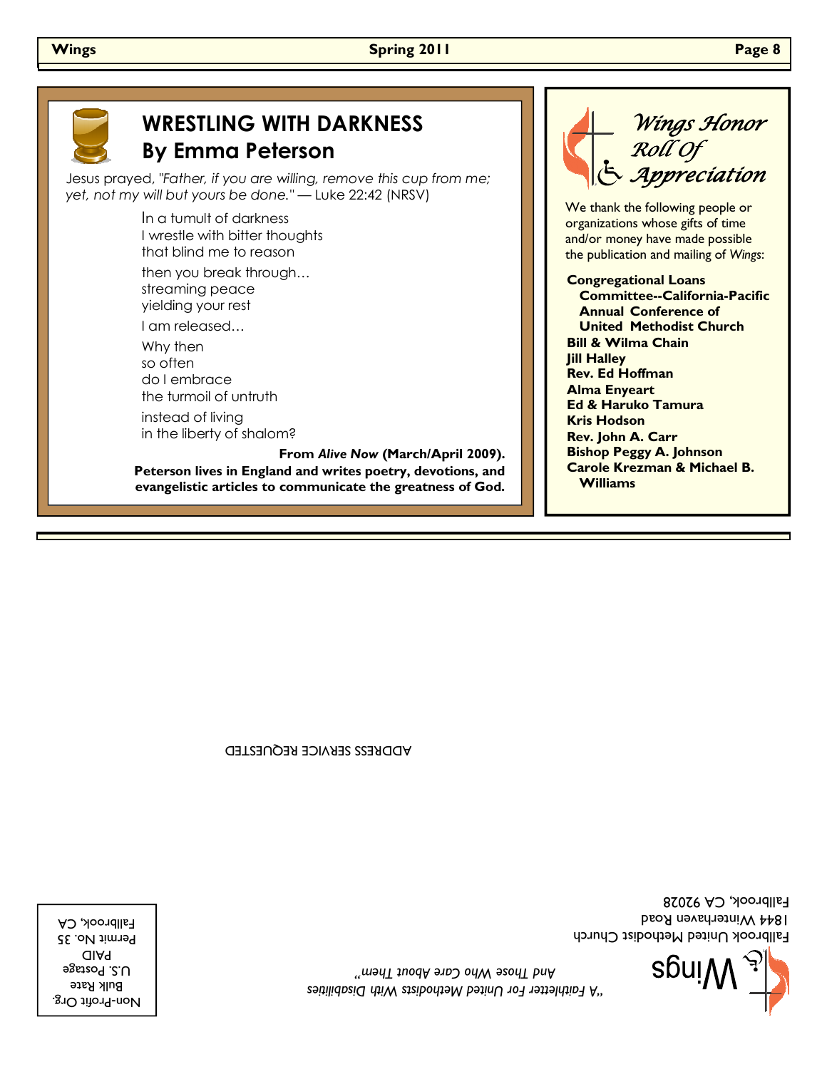## WRESTLING WITH DARKNESS
## By Emma Peterson

Jesus prayed, *"Father, if you are willing, remove this cup from me; yet, not my will but yours be done."* — Luke 22:42 (NRSV)

In a tumult of darkness
I wrestle with bitter thoughts
that blind me to reason

then you break through…
streaming peace
yielding your rest

I am released…

Why then
so often
do I embrace
the turmoil of untruth

instead of living
in the liberty of shalom?

**From *Alive Now* (March/April 2009).**

**Peterson lives in England and writes poetry, devotions, and evangelistic articles to communicate the greatness of God.**

## *Wings Honor Roll Of Appreciation*

We thank the following people or organizations whose gifts of time and/or money have made possible the publication and mailing of *Wings*:

**Congregational Loans Committee--California-Pacific Annual Conference of United Methodist Church**
**Bill & Wilma Chain**
**Jill Halley**
**Rev. Ed Hoffman**
**Alma Enyeart**
**Ed & Haruko Tamura**
**Kris Hodson**
**Rev. John A. Carr**
**Bishop Peggy A. Johnson**
**Carole Krezman & Michael B. Williams**

ADDRESS SERVICE REQUESTED

Wings

*"A Faithletter For United Methodists With Disabilities And Those Who Care About Them"*

Fallbrook United Methodist Church
1844 Winterhaven Road
Fallbrook, CA 92028

Non-Profit Org.
Bulk Rate
U.S. Postage
PAID
Permit No. 35
Fallbrook, CA